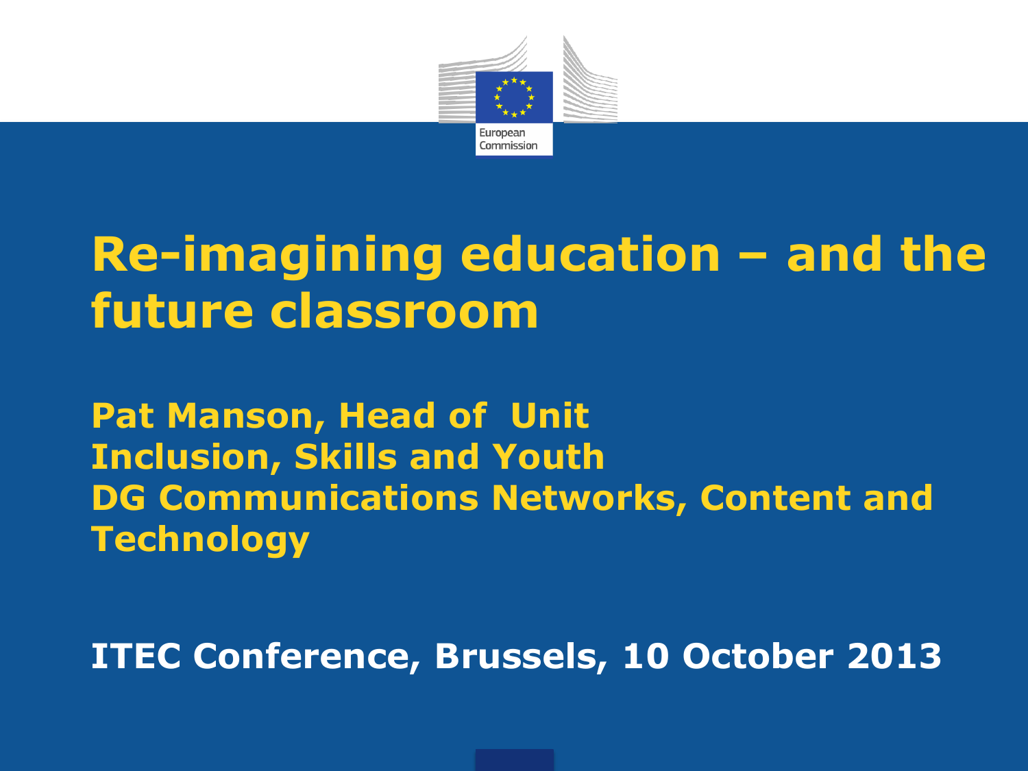European Commission

# Re-imagining education – and the future classroom

**Pat Manson, Head of Unit**
**Inclusion, Skills and Youth**
**DG Communications Networks, Content and Technology**

**ITEC Conference, Brussels, 10 October 2013**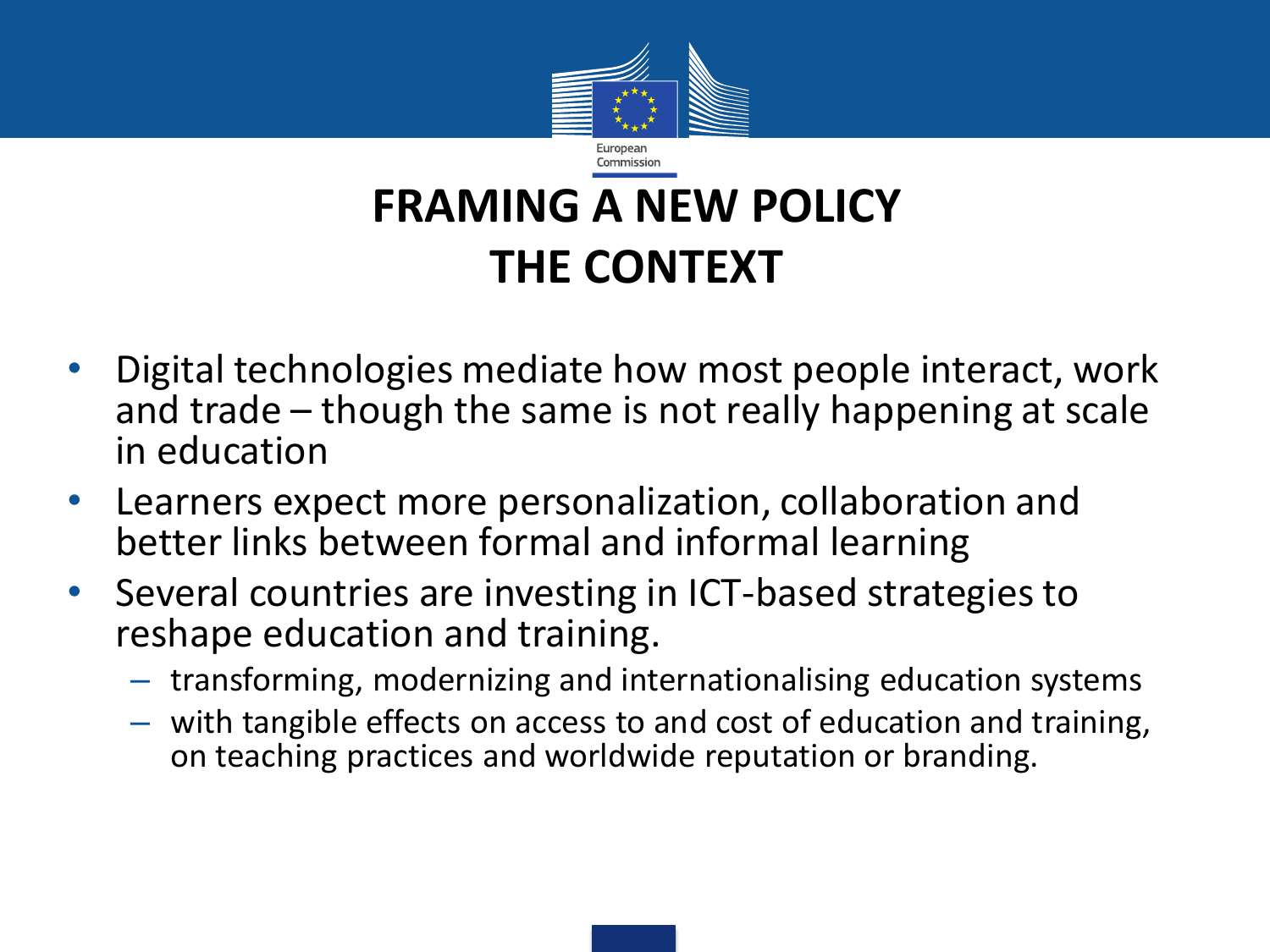# FRAMING A NEW POLICY
# THE CONTEXT

- Digital technologies mediate how most people interact, work and trade – though the same is not really happening at scale in education
- Learners expect more personalization, collaboration and better links between formal and informal learning
- Several countries are investing in ICT-based strategies to reshape education and training.
  - transforming, modernizing and internationalising education systems
  - with tangible effects on access to and cost of education and training, on teaching practices and worldwide reputation or branding.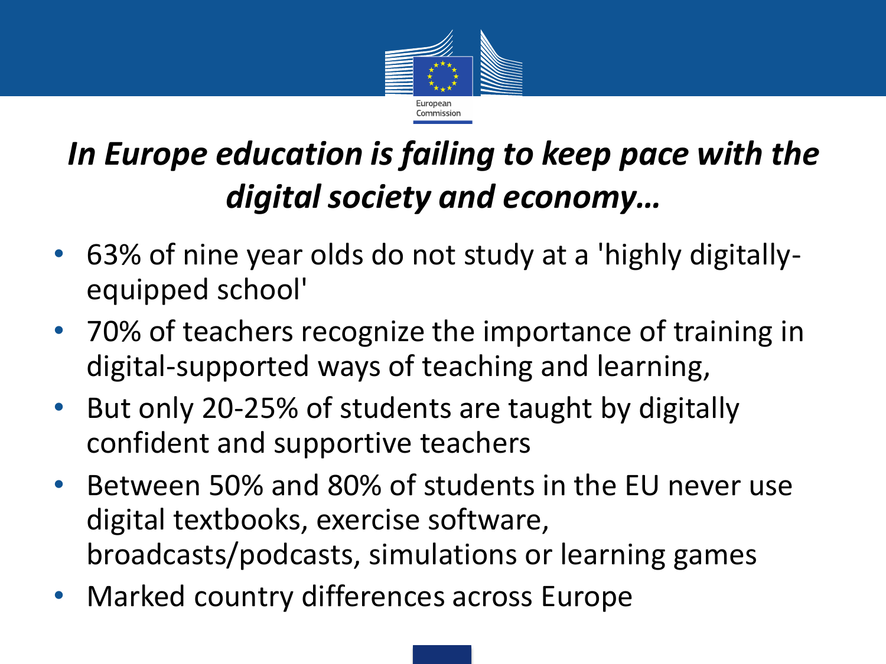# *In Europe education is failing to keep pace with the digital society and economy…*

- 63% of nine year olds do not study at a 'highly digitally-equipped school'
- 70% of teachers recognize the importance of training in digital-supported ways of teaching and learning,
- But only 20-25% of students are taught by digitally confident and supportive teachers
- Between 50% and 80% of students in the EU never use digital textbooks, exercise software, broadcasts/podcasts, simulations or learning games
- Marked country differences across Europe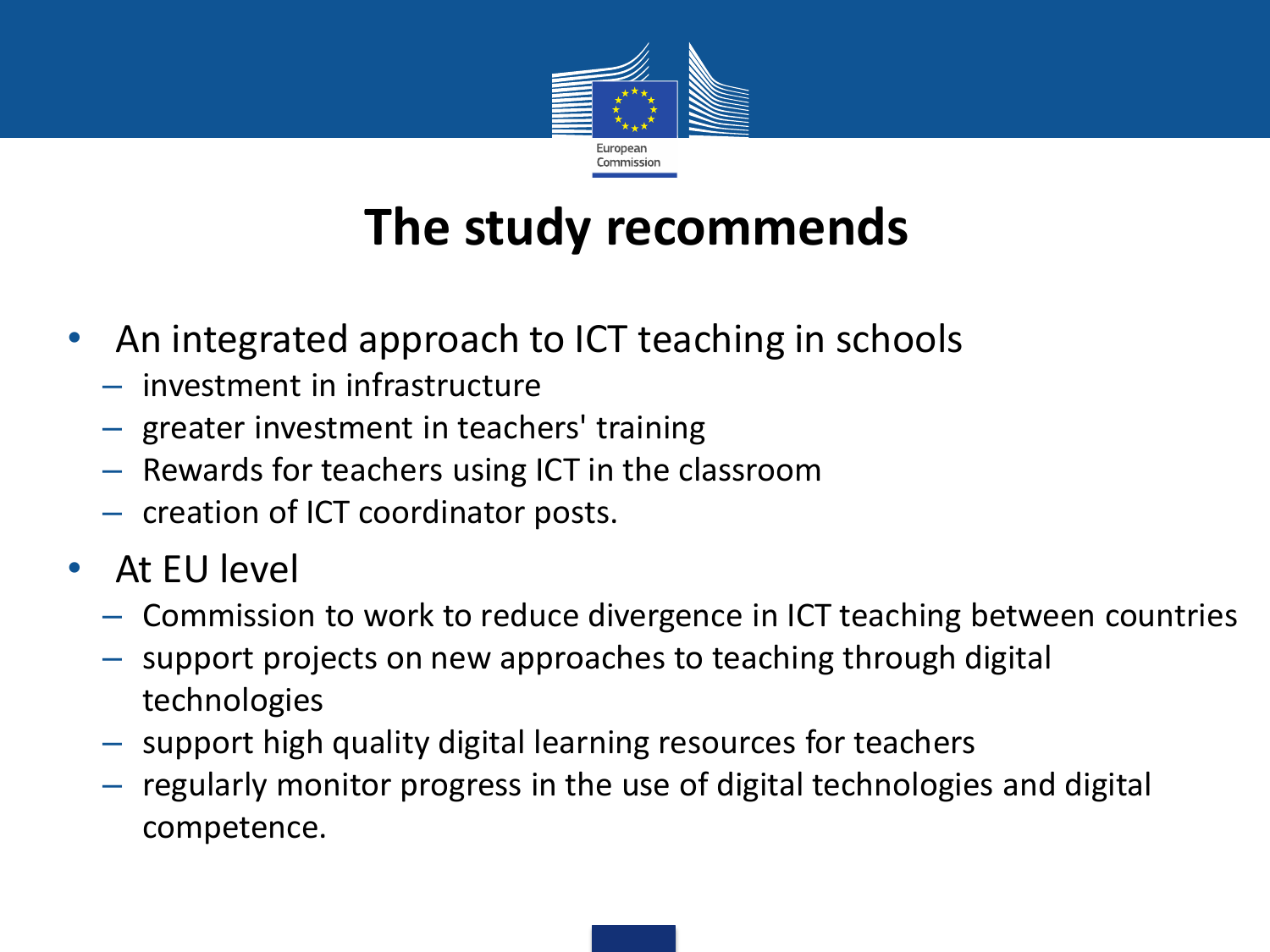# The study recommends

- An integrated approach to ICT teaching in schools
  - investment in infrastructure
  - greater investment in teachers' training
  - Rewards for teachers using ICT in the classroom
  - creation of ICT coordinator posts.
- At EU level
  - Commission to work to reduce divergence in ICT teaching between countries
  - support projects on new approaches to teaching through digital technologies
  - support high quality digital learning resources for teachers
  - regularly monitor progress in the use of digital technologies and digital competence.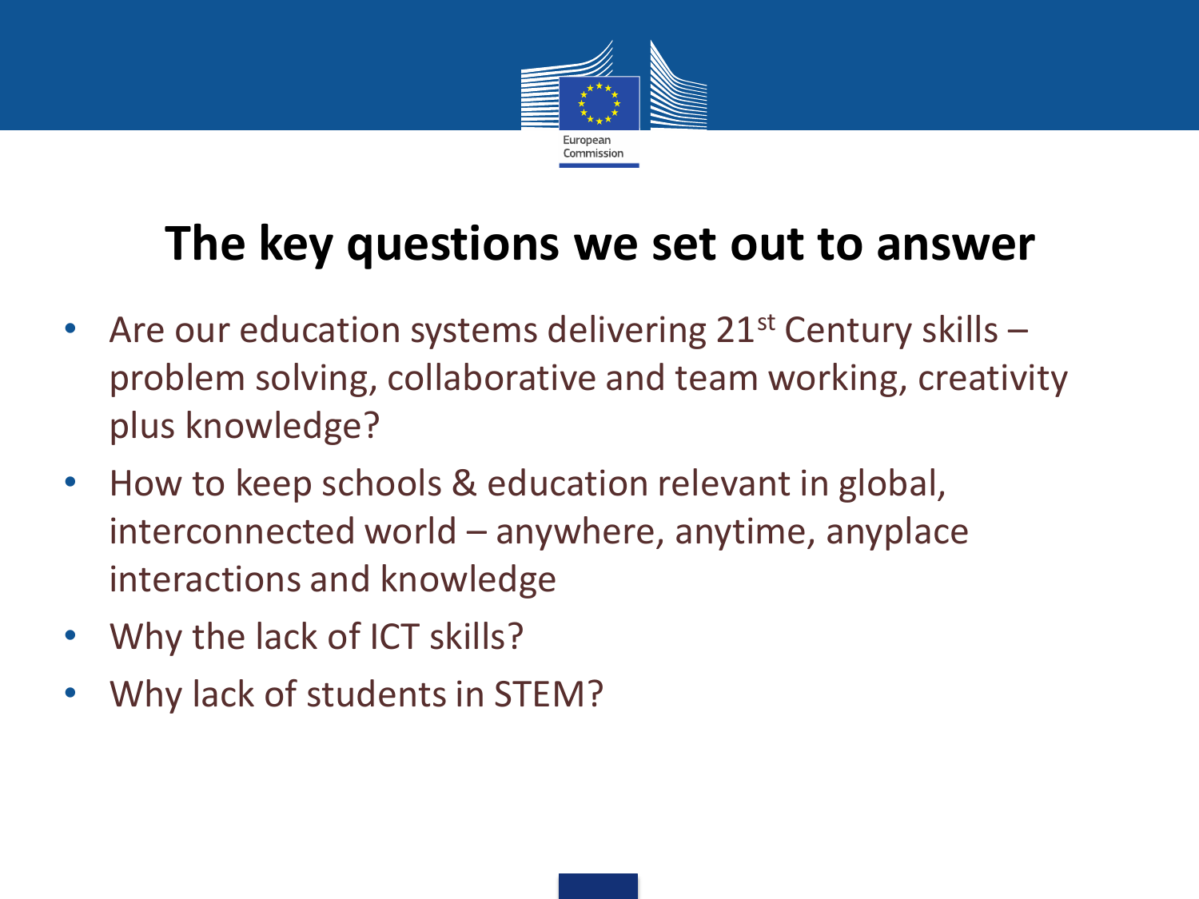# The key questions we set out to answer

- Are our education systems delivering 21st Century skills – problem solving, collaborative and team working, creativity plus knowledge?
- How to keep schools & education relevant in global, interconnected world – anywhere, anytime, anyplace interactions and knowledge
- Why the lack of ICT skills?
- Why lack of students in STEM?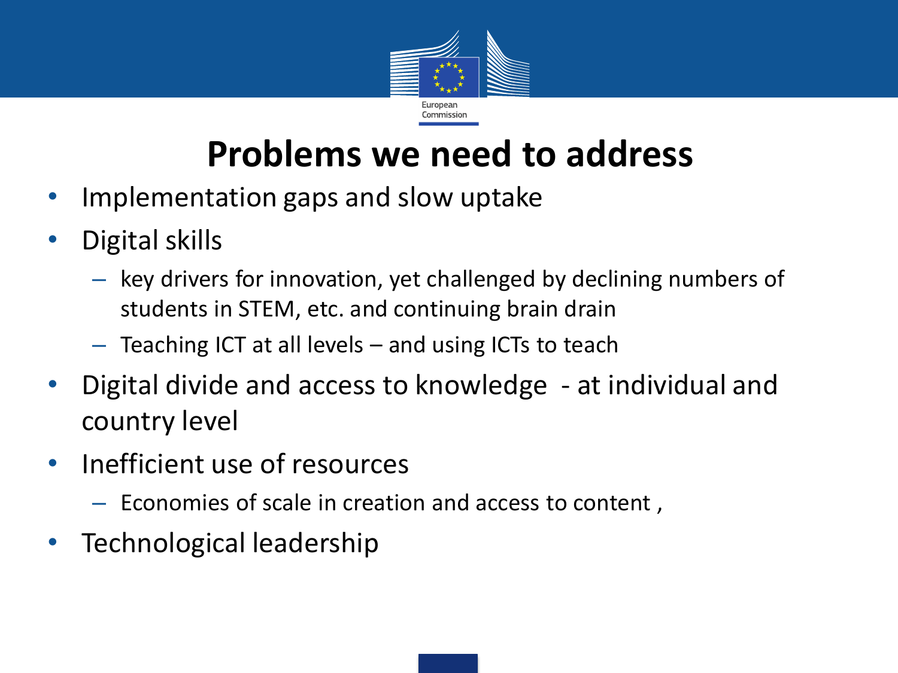# Problems we need to address

- Implementation gaps and slow uptake
- Digital skills
  - key drivers for innovation, yet challenged by declining numbers of students in STEM, etc. and continuing brain drain
  - Teaching ICT at all levels – and using ICTs to teach
- Digital divide and access to knowledge - at individual and country level
- Inefficient use of resources
  - Economies of scale in creation and access to content ,
- Technological leadership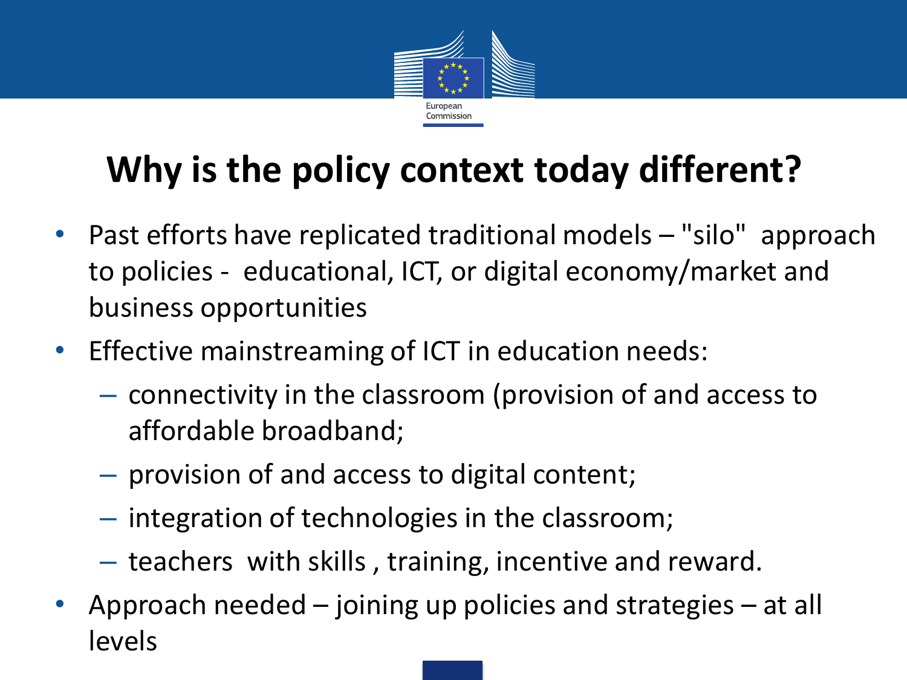# Why is the policy context today different?

- Past efforts have replicated traditional models – "silo" approach to policies - educational, ICT, or digital economy/market and business opportunities
- Effective mainstreaming of ICT in education needs:
  - connectivity in the classroom (provision of and access to affordable broadband;
  - provision of and access to digital content;
  - integration of technologies in the classroom;
  - teachers with skills , training, incentive and reward.
- Approach needed – joining up policies and strategies – at all levels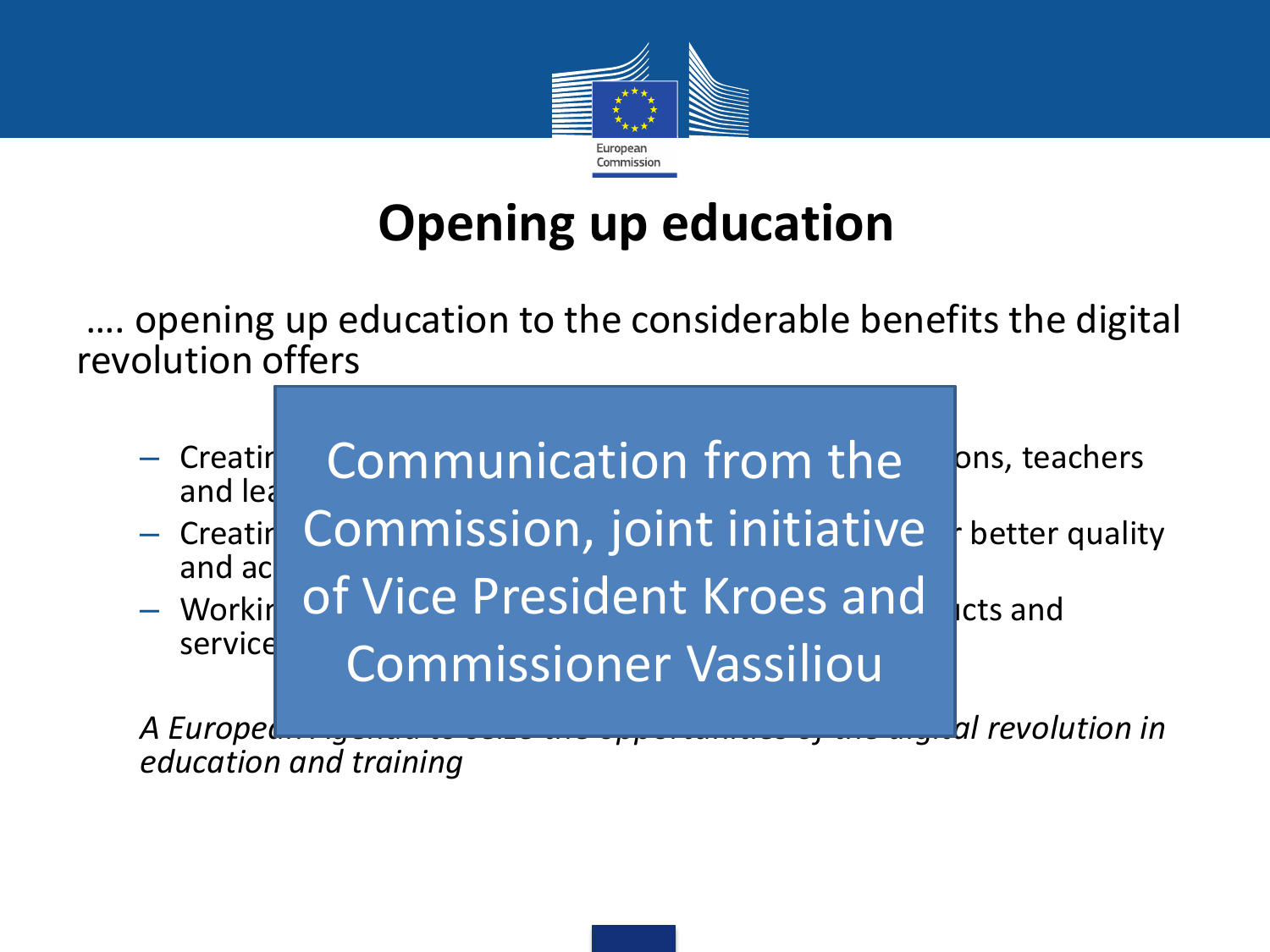# Opening up education

.... opening up education to the considerable benefits the digital revolution offers

- Creatir ... ons, teachers and lea
- Creatir ... better quality and ac
- Workir ... ıcts and service

Communication from the Commission, joint initiative of Vice President Kroes and Commissioner Vassiliou

*A Europe... al revolution in education and training*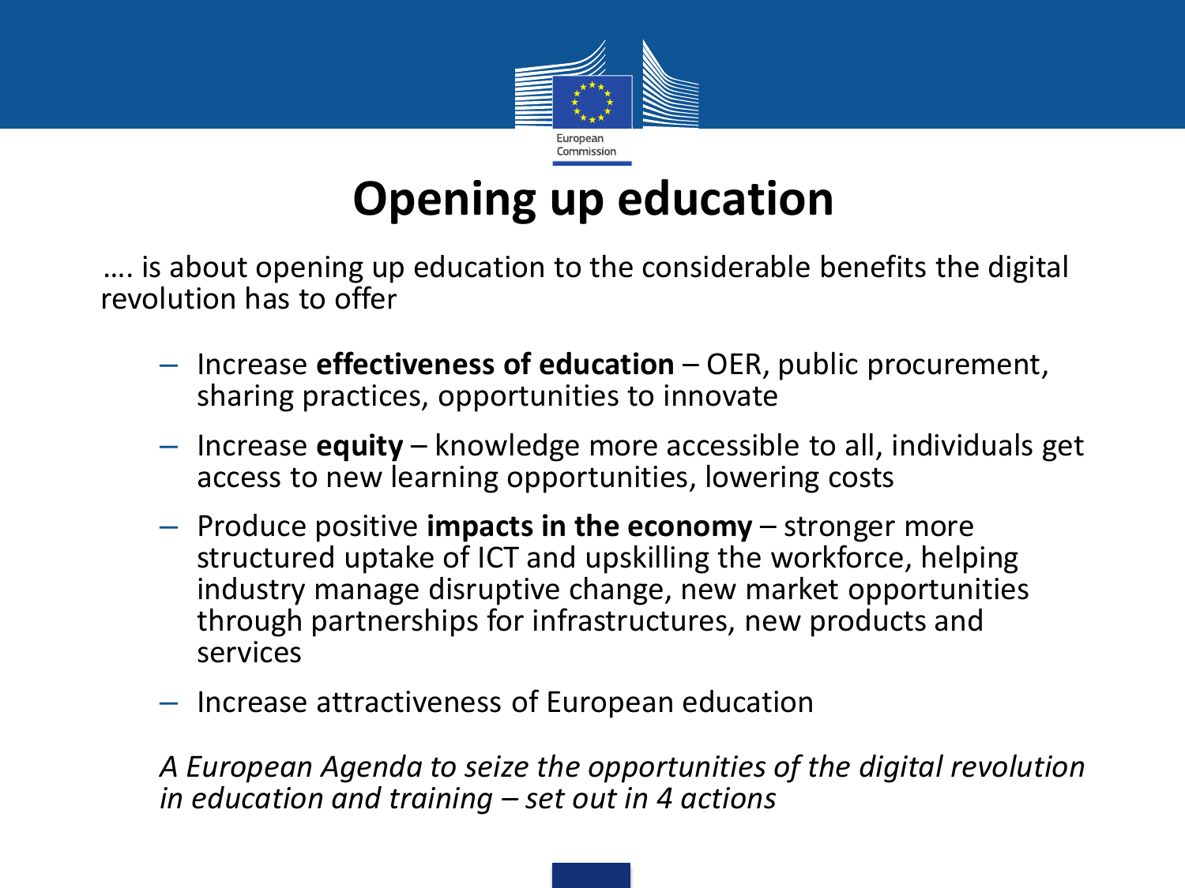# Opening up education

…. is about opening up education to the considerable benefits the digital revolution has to offer

- Increase **effectiveness of education** – OER, public procurement, sharing practices, opportunities to innovate
- Increase **equity** – knowledge more accessible to all, individuals get access to new learning opportunities, lowering costs
- Produce positive **impacts in the economy** – stronger more structured uptake of ICT and upskilling the workforce, helping industry manage disruptive change, new market opportunities through partnerships for infrastructures, new products and services
- Increase attractiveness of European education

*A European Agenda to seize the opportunities of the digital revolution in education and training – set out in 4 actions*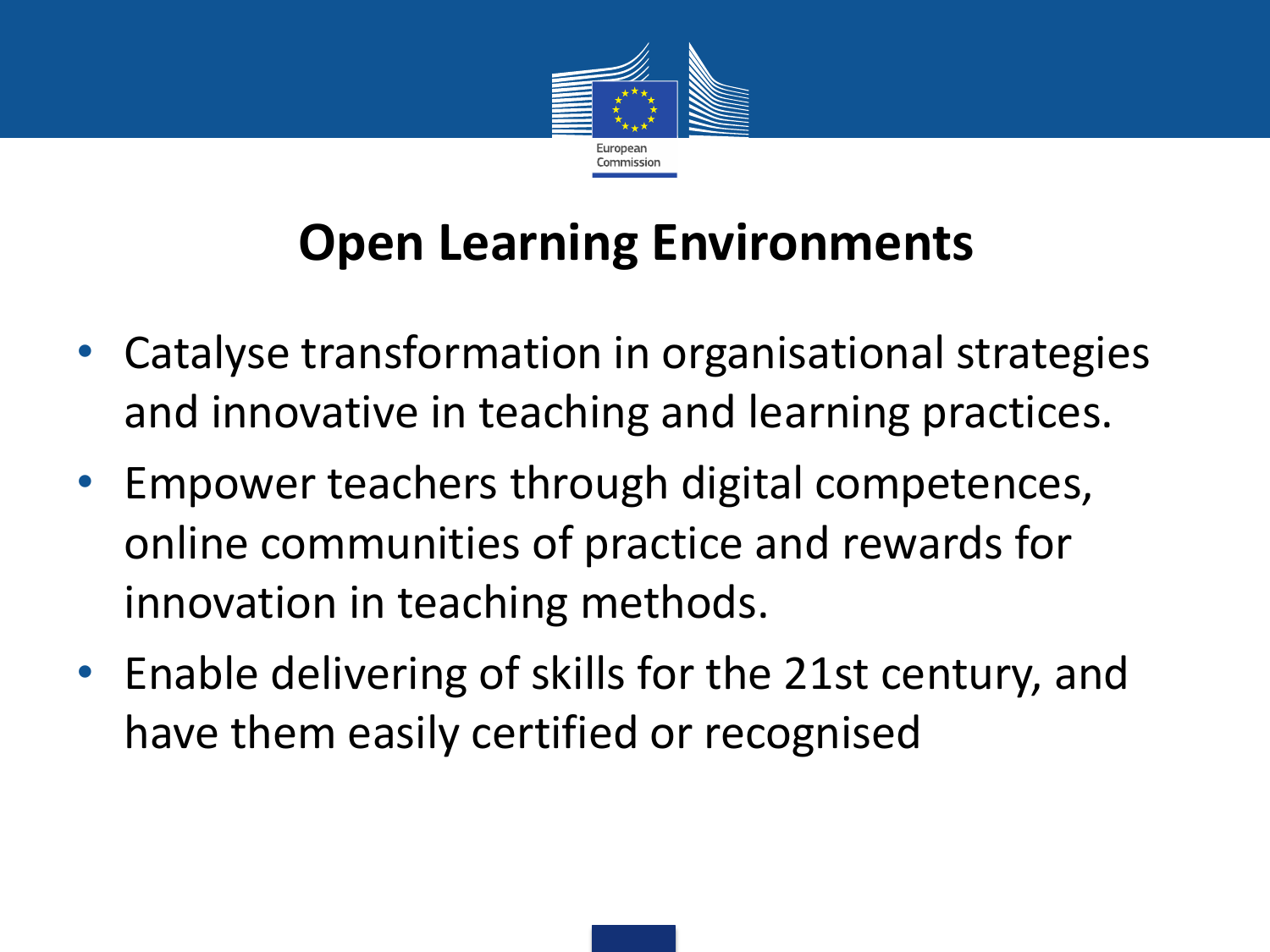# Open Learning Environments

- Catalyse transformation in organisational strategies and innovative in teaching and learning practices.
- Empower teachers through digital competences, online communities of practice and rewards for innovation in teaching methods.
- Enable delivering of skills for the 21st century, and have them easily certified or recognised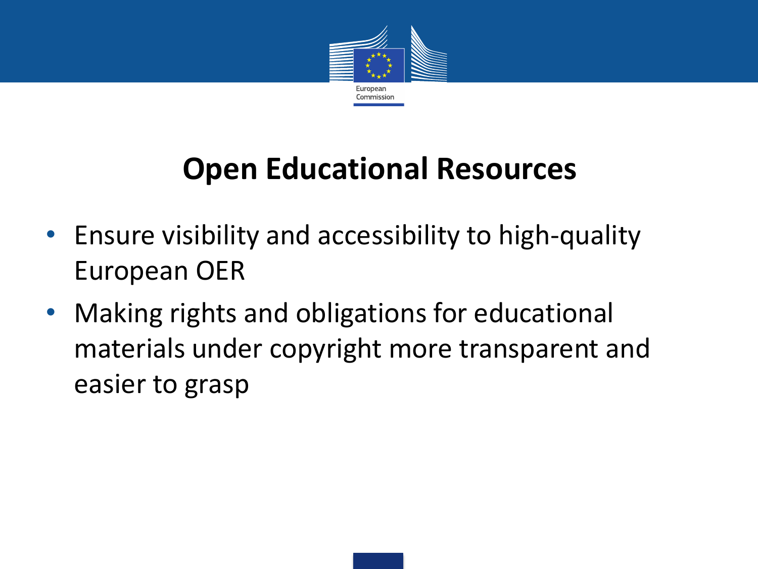# Open Educational Resources

- Ensure visibility and accessibility to high-quality European OER
- Making rights and obligations for educational materials under copyright more transparent and easier to grasp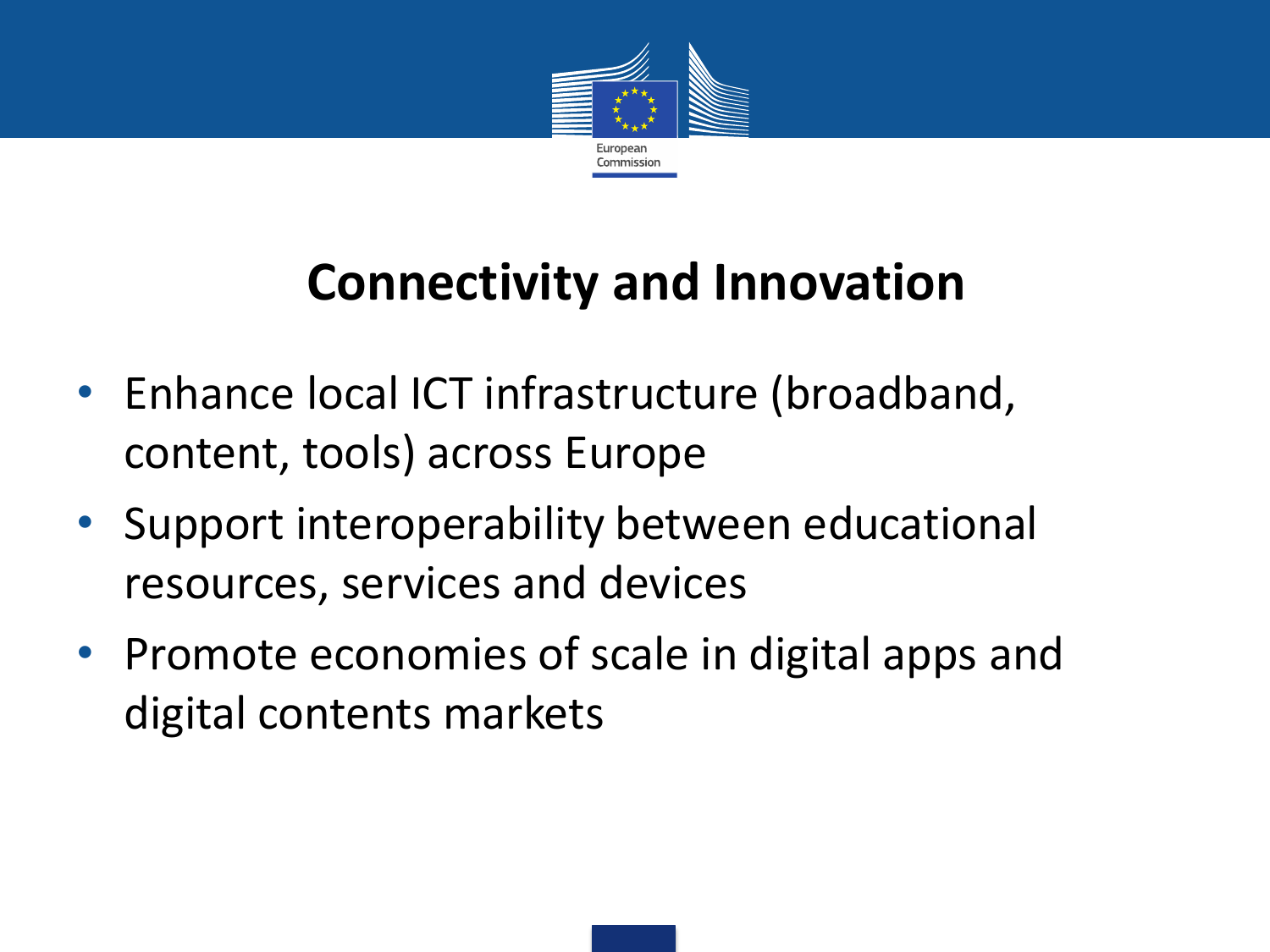# Connectivity and Innovation

- Enhance local ICT infrastructure (broadband, content, tools) across Europe
- Support interoperability between educational resources, services and devices
- Promote economies of scale in digital apps and digital contents markets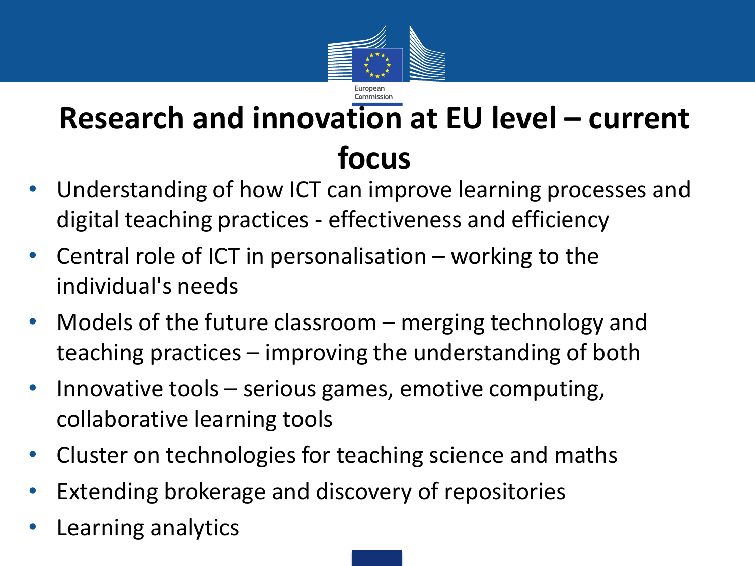# Research and innovation at EU level – current focus

- Understanding of how ICT can improve learning processes and digital teaching practices - effectiveness and efficiency
- Central role of ICT in personalisation – working to the individual's needs
- Models of the future classroom – merging technology and teaching practices – improving the understanding of both
- Innovative tools – serious games, emotive computing, collaborative learning tools
- Cluster on technologies for teaching science and maths
- Extending brokerage and discovery of repositories
- Learning analytics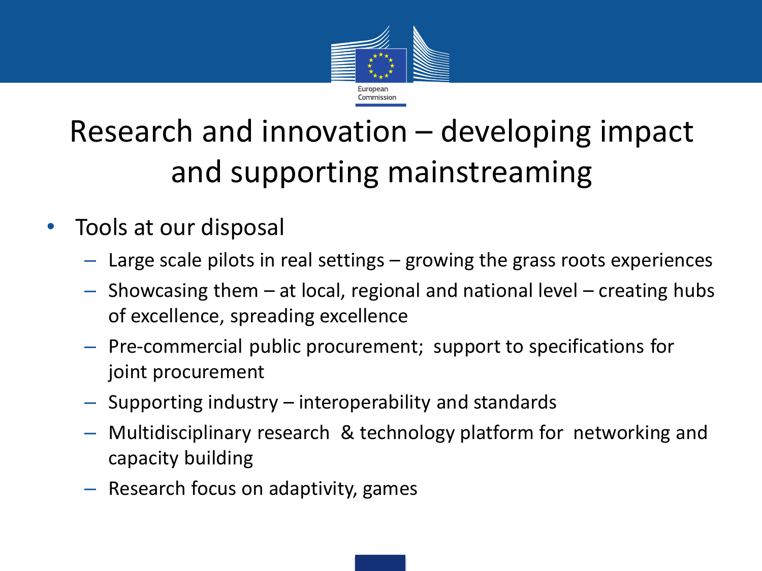# Research and innovation – developing impact and supporting mainstreaming

- Tools at our disposal
  - Large scale pilots in real settings – growing the grass roots experiences
  - Showcasing them – at local, regional and national level – creating hubs of excellence, spreading excellence
  - Pre-commercial public procurement; support to specifications for joint procurement
  - Supporting industry – interoperability and standards
  - Multidisciplinary research & technology platform for networking and capacity building
  - Research focus on adaptivity, games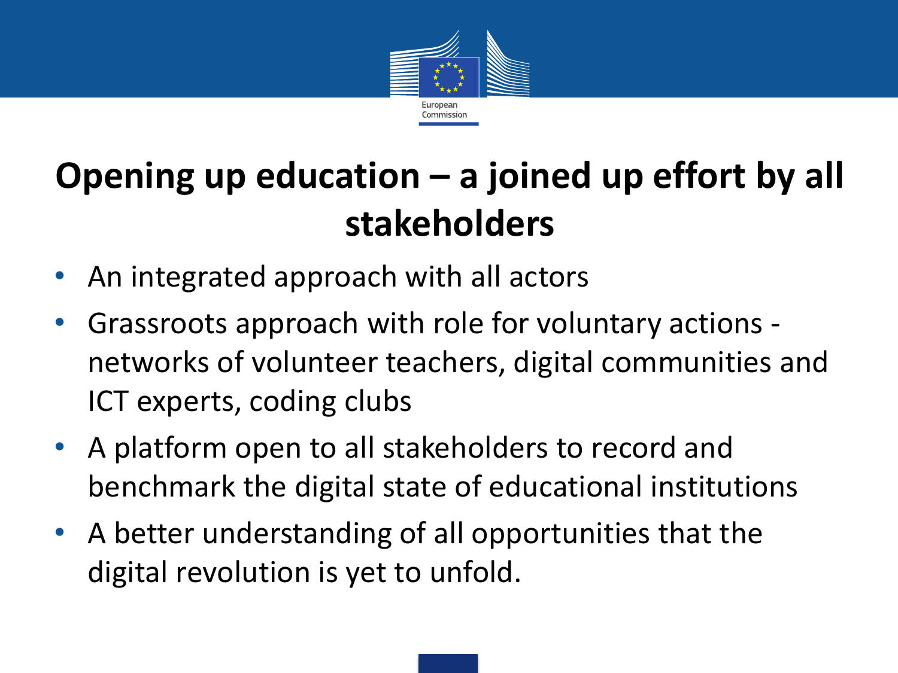# Opening up education – a joined up effort by all stakeholders

- An integrated approach with all actors
- Grassroots approach with role for voluntary actions - networks of volunteer teachers, digital communities and ICT experts, coding clubs
- A platform open to all stakeholders to record and benchmark the digital state of educational institutions
- A better understanding of all opportunities that the digital revolution is yet to unfold.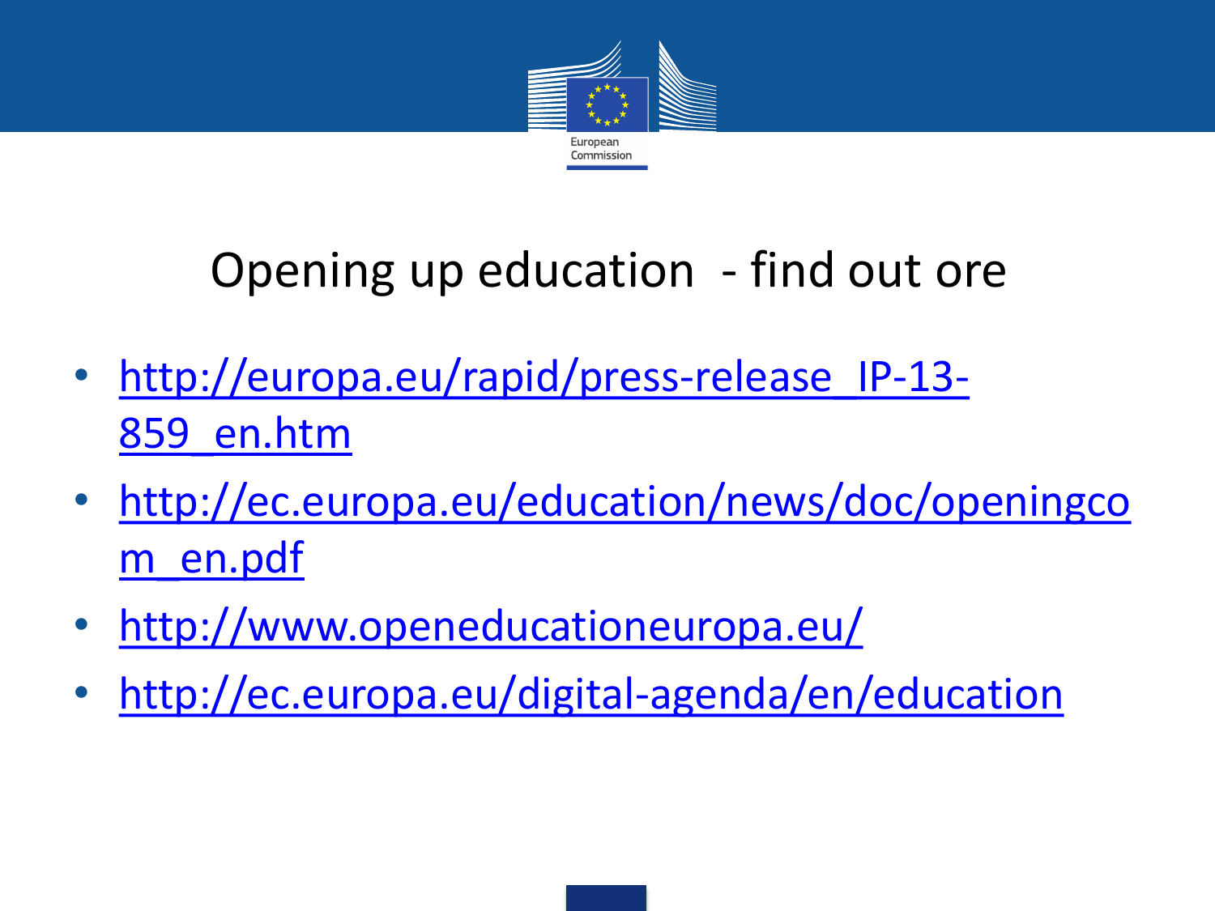# Opening up education - find out ore

- http://europa.eu/rapid/press-release_IP-13-859_en.htm
- http://ec.europa.eu/education/news/doc/openingcom_en.pdf
- http://www.openeducationeuropa.eu/
- http://ec.europa.eu/digital-agenda/en/education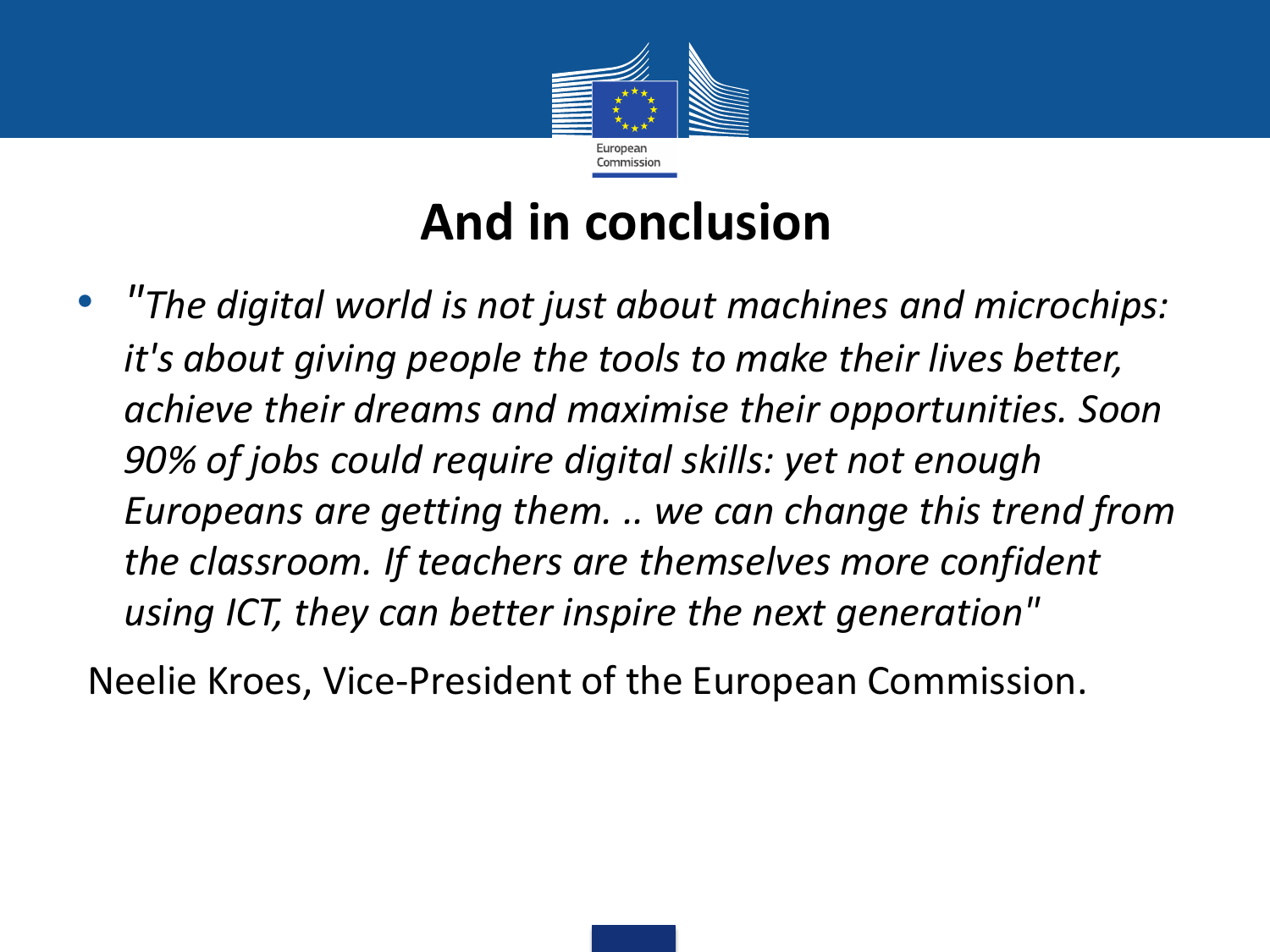# And in conclusion

- *"The digital world is not just about machines and microchips: it's about giving people the tools to make their lives better, achieve their dreams and maximise their opportunities. Soon 90% of jobs could require digital skills: yet not enough Europeans are getting them. .. we can change this trend from the classroom. If teachers are themselves more confident using ICT, they can better inspire the next generation"*

Neelie Kroes, Vice-President of the European Commission.